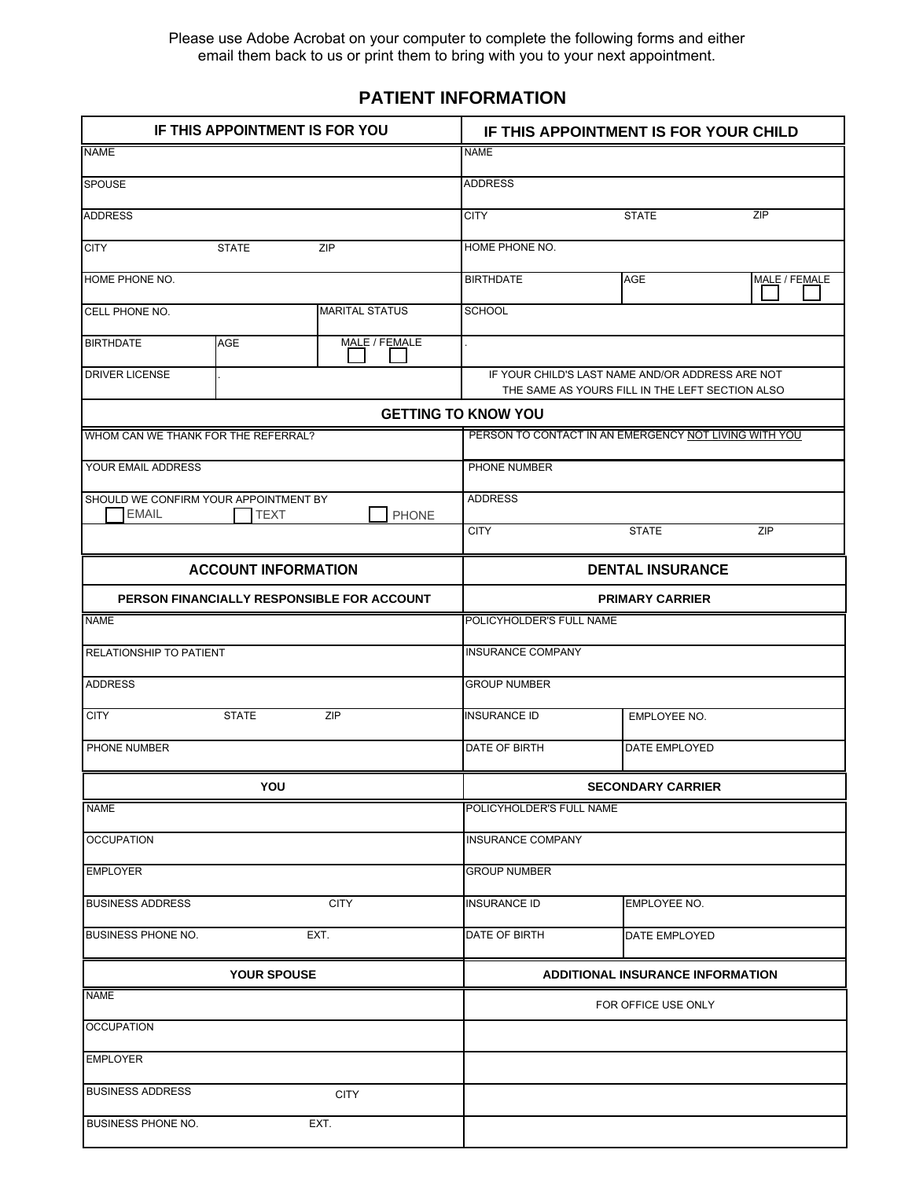Please use Adobe Acrobat on your computer to complete the following forms and either email them back to us or print them to bring with you to your next appointment.

# PATIENT INFORMATION

| IF THIS APPOINTMENT IS FOR YOU | | | IF THIS APPOINTMENT IS FOR YOUR CHILD | | |
|---|---|---|---|---|---|
| NAME | | | NAME | | |
| SPOUSE | | | ADDRESS | | |
| ADDRESS | | | CITY | STATE | ZIP |
| CITY | STATE | ZIP | HOME PHONE NO. | | |
| HOME PHONE NO. | | | BIRTHDATE | AGE | MALE / FEMALE ☐ ☐ |
| CELL PHONE NO. | | MARITAL STATUS | SCHOOL | | |
| BIRTHDATE | AGE | MALE / FEMALE ☐ ☐ | . | | |
| DRIVER LICENSE | . | | IF YOUR CHILD'S LAST NAME AND/OR ADDRESS ARE NOT THE SAME AS YOURS FILL IN THE LEFT SECTION ALSO | | |

## GETTING TO KNOW YOU

| | | |
|---|---|---|
| WHOM CAN WE THANK FOR THE REFERRAL? | PERSON TO CONTACT IN AN EMERGENCY NOT LIVING WITH YOU | |
| YOUR EMAIL ADDRESS | PHONE NUMBER | |
| SHOULD WE CONFIRM YOUR APPOINTMENT BY ☐ EMAIL ☐ TEXT ☐ PHONE | ADDRESS | |
| | CITY | STATE | ZIP |

| ACCOUNT INFORMATION | | | DENTAL INSURANCE | |
|---|---|---|---|---|
| **PERSON FINANCIALLY RESPONSIBLE FOR ACCOUNT** | | | **PRIMARY CARRIER** | |
| NAME | | | POLICYHOLDER'S FULL NAME | |
| RELATIONSHIP TO PATIENT | | | INSURANCE COMPANY | |
| ADDRESS | | | GROUP NUMBER | |
| CITY | STATE | ZIP | INSURANCE ID | EMPLOYEE NO. |
| PHONE NUMBER | | | DATE OF BIRTH | DATE EMPLOYED |
| **YOU** | | | **SECONDARY CARRIER** | |
| NAME | | | POLICYHOLDER'S FULL NAME | |
| OCCUPATION | | | INSURANCE COMPANY | |
| EMPLOYER | | | GROUP NUMBER | |
| BUSINESS ADDRESS | CITY | | INSURANCE ID | EMPLOYEE NO. |
| BUSINESS PHONE NO. | EXT. | | DATE OF BIRTH | DATE EMPLOYED |
| **YOUR SPOUSE** | | | **ADDITIONAL INSURANCE INFORMATION** | |
| NAME | | | FOR OFFICE USE ONLY | |
| OCCUPATION | | | | |
| EMPLOYER | | | | |
| BUSINESS ADDRESS | CITY | | | |
| BUSINESS PHONE NO. | EXT. | | | |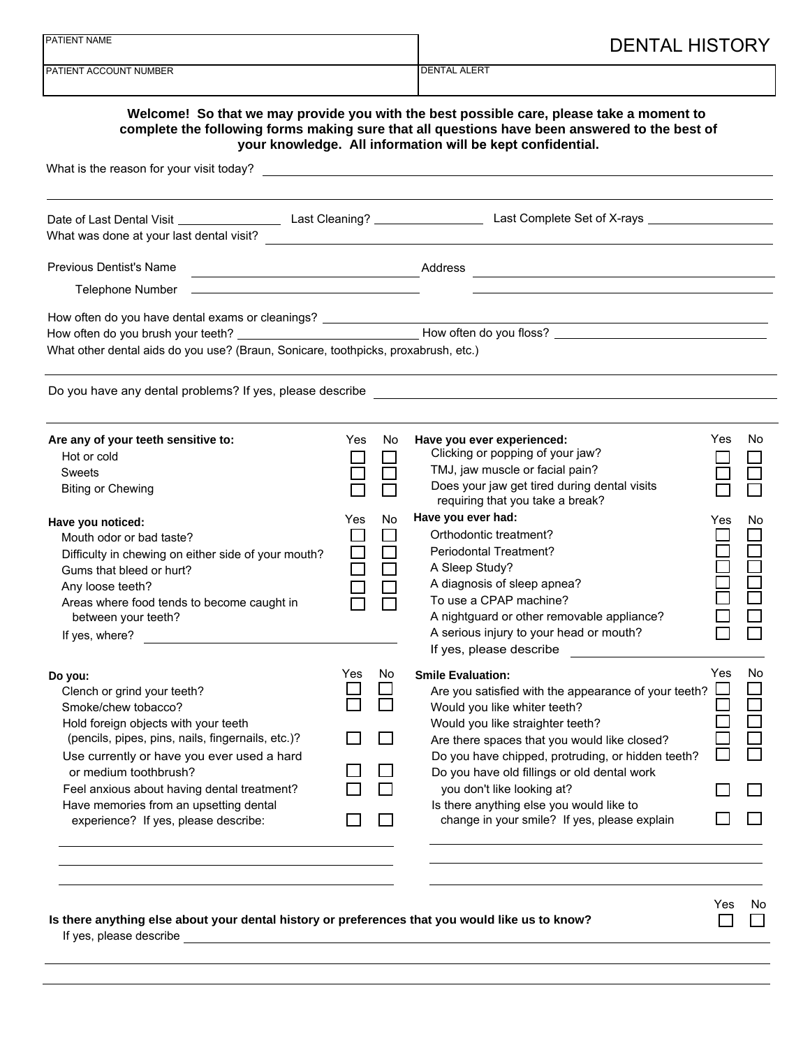| PATIENT NAME | DENTAL HISTORY |
| --- | --- |
| PATIENT ACCOUNT NUMBER | DENTAL ALERT |

**Welcome! So that we may provide you with the best possible care, please take a moment to complete the following forms making sure that all questions have been answered to the best of your knowledge. All information will be kept confidential.**

What is the reason for your visit today? ______________________________

Date of Last Dental Visit ____________ Last Cleaning? ____________ Last Complete Set of X-rays ____________

What was done at your last dental visit? ______________________________

Previous Dentist's Name ____________________ Address ____________________

Telephone Number ____________________

How often do you have dental exams or cleanings? ______________________________

How often do you brush your teeth? ____________ How often do you floss? ____________

What other dental aids do you use? (Braun, Sonicare, toothpicks, proxabrush, etc.)

Do you have any dental problems? If yes, please describe ______________________________

| **Are any of your teeth sensitive to:** | Yes | No |
| --- | --- | --- |
| Hot or cold | ☐ | ☐ |
| Sweets | ☐ | ☐ |
| Biting or Chewing | ☐ | ☐ |

| **Have you ever experienced:** | Yes | No |
| --- | --- | --- |
| Clicking or popping of your jaw? | ☐ | ☐ |
| TMJ, jaw muscle or facial pain? | ☐ | ☐ |
| Does your jaw get tired during dental visits requiring that you take a break? | ☐ | ☐ |

| **Have you noticed:** | Yes | No |
| --- | --- | --- |
| Mouth odor or bad taste? | ☐ | ☐ |
| Difficulty in chewing on either side of your mouth? | ☐ | ☐ |
| Gums that bleed or hurt? | ☐ | ☐ |
| Any loose teeth? | ☐ | ☐ |
| Areas where food tends to become caught in between your teeth? | ☐ | ☐ |

If yes, where? ____________________

| **Have you ever had:** | Yes | No |
| --- | --- | --- |
| Orthodontic treatment? | ☐ | ☐ |
| Periodontal Treatment? | ☐ | ☐ |
| A Sleep Study? | ☐ | ☐ |
| A diagnosis of sleep apnea? | ☐ | ☐ |
| To use a CPAP machine? | ☐ | ☐ |
| A nightguard or other removable appliance? | ☐ | ☐ |
| A serious injury to your head or mouth? | ☐ | ☐ |

If yes, please describe ____________________

| **Do you:** | Yes | No |
| --- | --- | --- |
| Clench or grind your teeth? | ☐ | ☐ |
| Smoke/chew tobacco? | ☐ | ☐ |
| Hold foreign objects with your teeth (pencils, pipes, pins, nails, fingernails, etc.)? | ☐ | ☐ |
| Use currently or have you ever used a hard or medium toothbrush? | ☐ | ☐ |
| Feel anxious about having dental treatment? | ☐ | ☐ |
| Have memories from an upsetting dental experience? If yes, please describe: | ☐ | ☐ |

____________________

| **Smile Evaluation:** | Yes | No |
| --- | --- | --- |
| Are you satisfied with the appearance of your teeth? | ☐ | ☐ |
| Would you like whiter teeth? | ☐ | ☐ |
| Would you like straighter teeth? | ☐ | ☐ |
| Are there spaces that you would like closed? | ☐ | ☐ |
| Do you have chipped, protruding, or hidden teeth? | ☐ | ☐ |
| Do you have old fillings or old dental work you don't like looking at? | ☐ | ☐ |
| Is there anything else you would like to change in your smile? If yes, please explain | ☐ | ☐ |

____________________

| **Is there anything else about your dental history or preferences that you would like us to know?** | Yes | No |
| --- | --- | --- |
| | ☐ | ☐ |

If yes, please describe ______________________________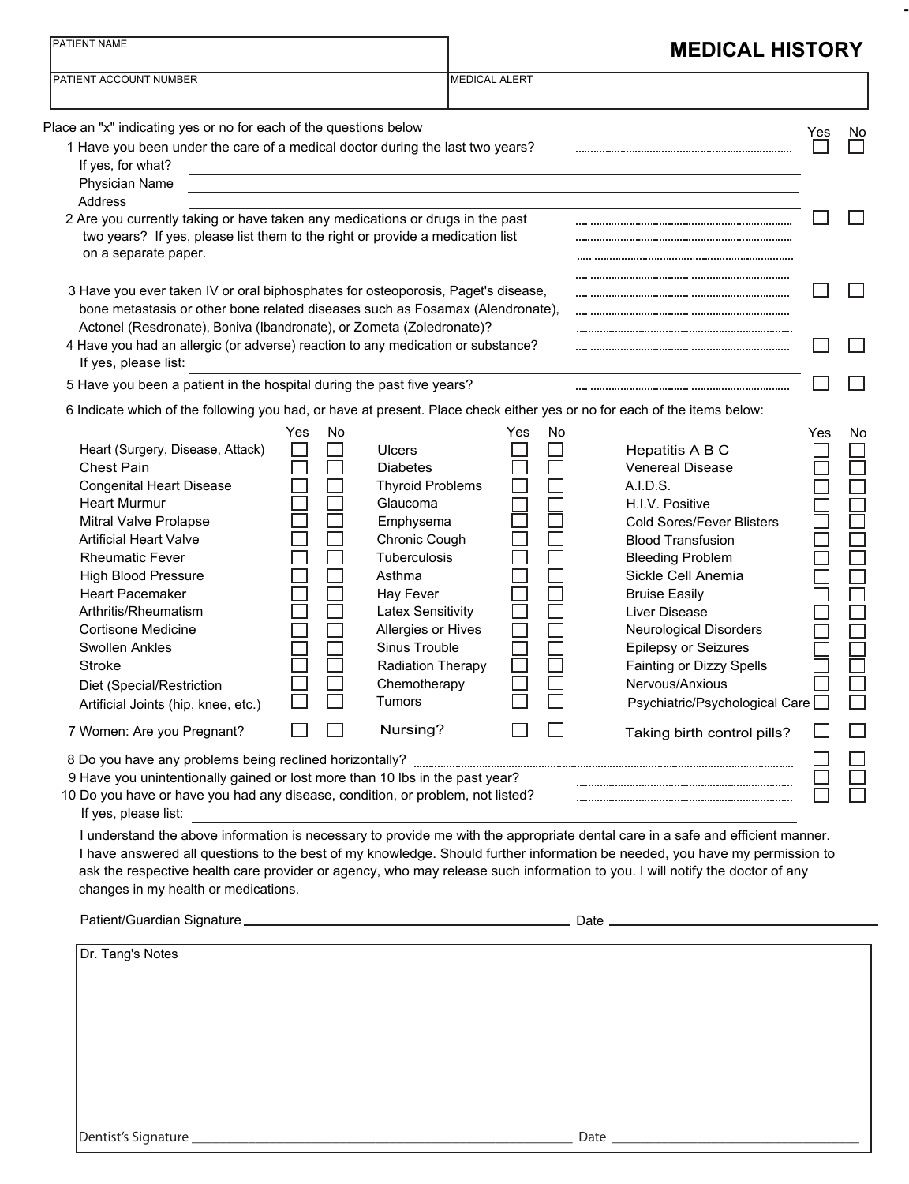# MEDICAL HISTORY

| PATIENT NAME | |
|---|---|
| PATIENT ACCOUNT NUMBER | MEDICAL ALERT |

Place an "x" indicating yes or no for each of the questions below

| Question | Yes | No |
|---|---|---|
| 1 Have you been under the care of a medical doctor during the last two years? | ☐ | ☐ |
| If yes, for what? ______ | | |
| Physician Name ______ | | |
| Address ______ | | |
| 2 Are you currently taking or have taken any medications or drugs in the past two years? If yes, please list them to the right or provide a medication list on a separate paper. | ☐ | ☐ |
| 3 Have you ever taken IV or oral biphosphates for osteoporosis, Paget's disease, bone metastasis or other bone related diseases such as Fosamax (Alendronate), Actonel (Resdronate), Boniva (Ibandronate), or Zometa (Zoledronate)? | ☐ | ☐ |
| 4 Have you had an allergic (or adverse) reaction to any medication or substance? If yes, please list: ______ | ☐ | ☐ |
| 5 Have you been a patient in the hospital during the past five years? | ☐ | ☐ |

6 Indicate which of the following you had, or have at present. Place check either yes or no for each of the items below:

| Condition | Yes | No | Condition | Yes | No | Condition | Yes | No |
|---|---|---|---|---|---|---|---|---|
| Heart (Surgery, Disease, Attack) | ☐ | ☐ | Ulcers | ☐ | ☐ | Hepatitis A B C | ☐ | ☐ |
| Chest Pain | ☐ | ☐ | Diabetes | ☐ | ☐ | Venereal Disease | ☐ | ☐ |
| Congenital Heart Disease | ☐ | ☐ | Thyroid Problems | ☐ | ☐ | A.I.D.S. | ☐ | ☐ |
| Heart Murmur | ☐ | ☐ | Glaucoma | ☐ | ☐ | H.I.V. Positive | ☐ | ☐ |
| Mitral Valve Prolapse | ☐ | ☐ | Emphysema | ☐ | ☐ | Cold Sores/Fever Blisters | ☐ | ☐ |
| Artificial Heart Valve | ☐ | ☐ | Chronic Cough | ☐ | ☐ | Blood Transfusion | ☐ | ☐ |
| Rheumatic Fever | ☐ | ☐ | Tuberculosis | ☐ | ☐ | Bleeding Problem | ☐ | ☐ |
| High Blood Pressure | ☐ | ☐ | Asthma | ☐ | ☐ | Sickle Cell Anemia | ☐ | ☐ |
| Heart Pacemaker | ☐ | ☐ | Hay Fever | ☐ | ☐ | Bruise Easily | ☐ | ☐ |
| Arthritis/Rheumatism | ☐ | ☐ | Latex Sensitivity | ☐ | ☐ | Liver Disease | ☐ | ☐ |
| Cortisone Medicine | ☐ | ☐ | Allergies or Hives | ☐ | ☐ | Neurological Disorders | ☐ | ☐ |
| Swollen Ankles | ☐ | ☐ | Sinus Trouble | ☐ | ☐ | Epilepsy or Seizures | ☐ | ☐ |
| Stroke | ☐ | ☐ | Radiation Therapy | ☐ | ☐ | Fainting or Dizzy Spells | ☐ | ☐ |
| Diet (Special/Restriction | ☐ | ☐ | Chemotherapy | ☐ | ☐ | Nervous/Anxious | ☐ | ☐ |
| Artificial Joints (hip, knee, etc.) | ☐ | ☐ | Tumors | ☐ | ☐ | Psychiatric/Psychological Care | ☐ | ☐ |
| 7 Women: Are you Pregnant? | ☐ | ☐ | Nursing? | ☐ | ☐ | Taking birth control pills? | ☐ | ☐ |

| Question | Yes | No |
|---|---|---|
| 8 Do you have any problems being reclined horizontally? | ☐ | ☐ |
| 9 Have you unintentionally gained or lost more than 10 lbs in the past year? | ☐ | ☐ |
| 10 Do you have or have you had any disease, condition, or problem, not listed? If yes, please list: ______ | ☐ | ☐ |

I understand the above information is necessary to provide me with the appropriate dental care in a safe and efficient manner. I have answered all questions to the best of my knowledge. Should further information be needed, you have my permission to ask the respective health care provider or agency, who may release such information to you. I will notify the doctor of any changes in my health or medications.

Patient/Guardian Signature ______________________ Date ______________

Dr. Tang's Notes

Dentist's Signature ______________________ Date ______________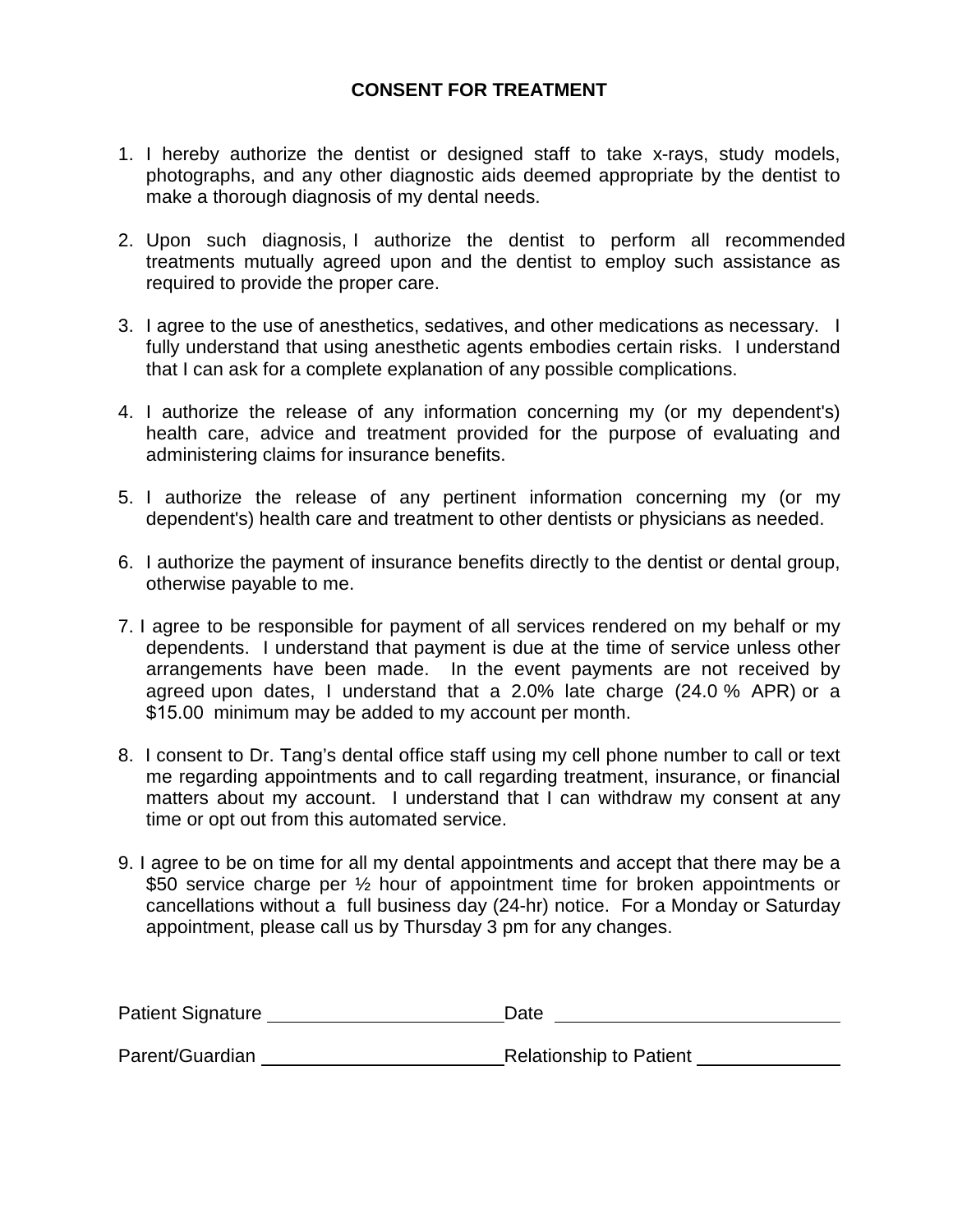## CONSENT FOR TREATMENT

1. I hereby authorize the dentist or designed staff to take x-rays, study models, photographs, and any other diagnostic aids deemed appropriate by the dentist to make a thorough diagnosis of my dental needs.

2. Upon such diagnosis, I authorize the dentist to perform all recommended treatments mutually agreed upon and the dentist to employ such assistance as required to provide the proper care.

3. I agree to the use of anesthetics, sedatives, and other medications as necessary. I fully understand that using anesthetic agents embodies certain risks. I understand that I can ask for a complete explanation of any possible complications.

4. I authorize the release of any information concerning my (or my dependent's) health care, advice and treatment provided for the purpose of evaluating and administering claims for insurance benefits.

5. I authorize the release of any pertinent information concerning my (or my dependent's) health care and treatment to other dentists or physicians as needed.

6. I authorize the payment of insurance benefits directly to the dentist or dental group, otherwise payable to me.

7. I agree to be responsible for payment of all services rendered on my behalf or my dependents. I understand that payment is due at the time of service unless other arrangements have been made. In the event payments are not received by agreed upon dates, I understand that a 2.0% late charge (24.0 % APR) or a $15.00 minimum may be added to my account per month.

8. I consent to Dr. Tang's dental office staff using my cell phone number to call or text me regarding appointments and to call regarding treatment, insurance, or financial matters about my account. I understand that I can withdraw my consent at any time or opt out from this automated service.

9. I agree to be on time for all my dental appointments and accept that there may be a $50 service charge per ½ hour of appointment time for broken appointments or cancellations without a full business day (24-hr) notice. For a Monday or Saturday appointment, please call us by Thursday 3 pm for any changes.

Patient Signature ______________________ Date ___________________________

Parent/Guardian ______________________ Relationship to Patient _______________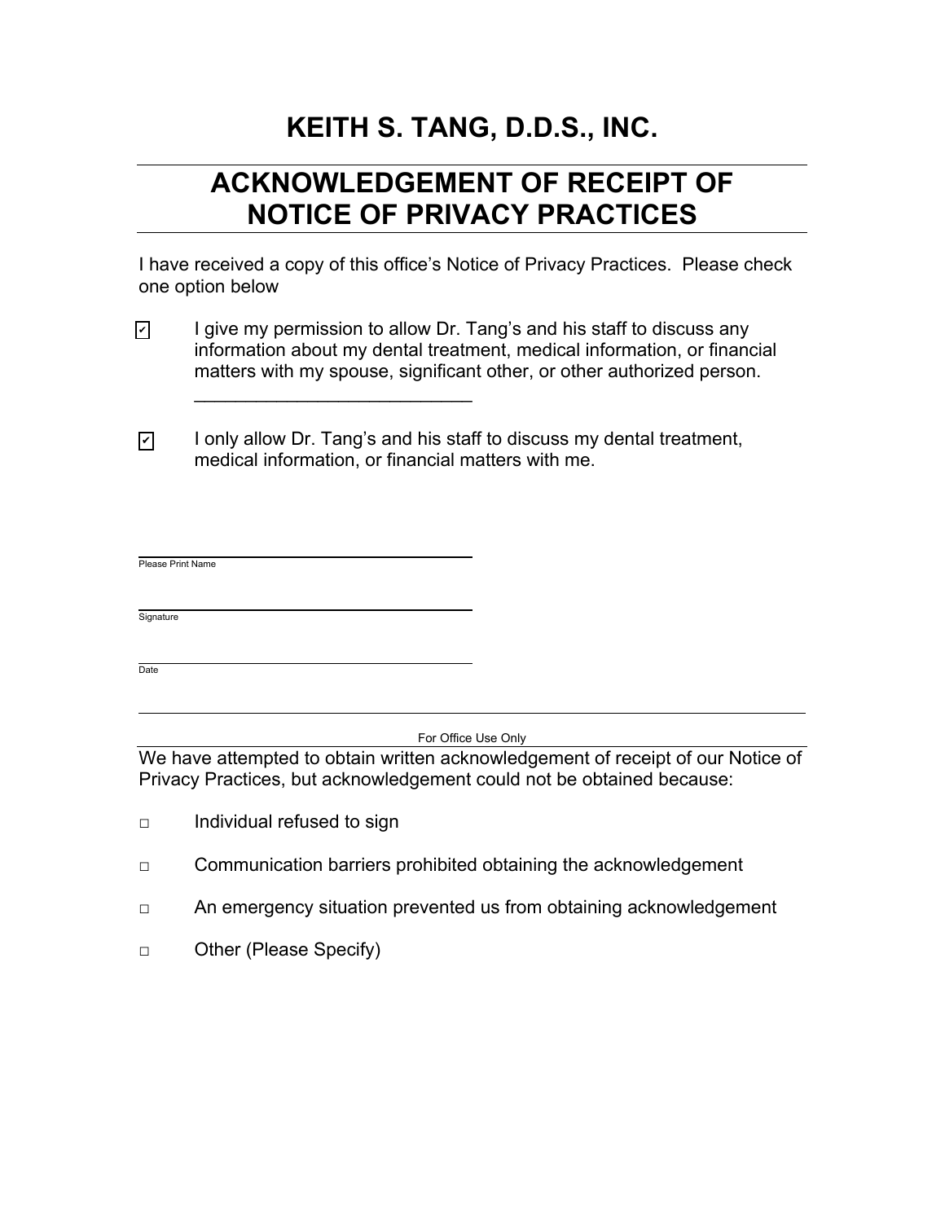# KEITH S. TANG, D.D.S., INC.

---

## ACKNOWLEDGEMENT OF RECEIPT OF NOTICE OF PRIVACY PRACTICES

---

I have received a copy of this office's Notice of Privacy Practices. Please check one option below

☑ I give my permission to allow Dr. Tang's and his staff to discuss any information about my dental treatment, medical information, or financial matters with my spouse, significant other, or other authorized person.

\_\_\_\_\_\_\_\_\_\_\_\_\_\_\_\_\_\_\_\_\_\_\_\_\_\_\_\_

☑ I only allow Dr. Tang's and his staff to discuss my dental treatment, medical information, or financial matters with me.

\_\_\_\_\_\_\_\_\_\_\_\_\_\_\_\_\_\_\_\_\_\_\_\_\_\_\_\_
Please Print Name

\_\_\_\_\_\_\_\_\_\_\_\_\_\_\_\_\_\_\_\_\_\_\_\_\_\_\_\_
Signature

\_\_\_\_\_\_\_\_\_\_\_\_\_\_\_\_\_\_\_\_\_\_\_\_\_\_\_\_
Date

---

For Office Use Only

We have attempted to obtain written acknowledgement of receipt of our Notice of Privacy Practices, but acknowledgement could not be obtained because:

☐ Individual refused to sign

☐ Communication barriers prohibited obtaining the acknowledgement

☐ An emergency situation prevented us from obtaining acknowledgement

☐ Other (Please Specify)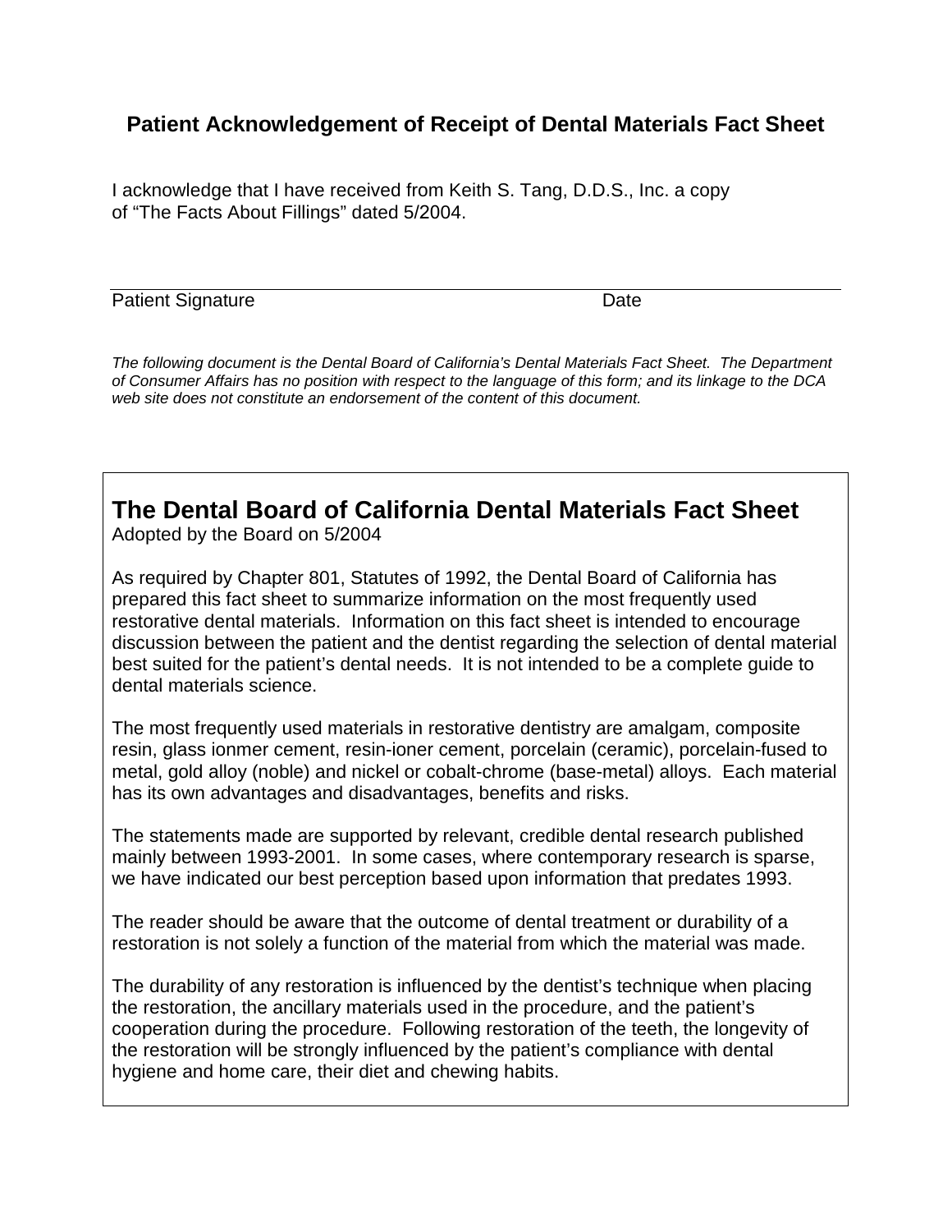## Patient Acknowledgement of Receipt of Dental Materials Fact Sheet

I acknowledge that I have received from Keith S. Tang, D.D.S., Inc. a copy of "The Facts About Fillings" dated 5/2004.

Patient Signature Date

*The following document is the Dental Board of California's Dental Materials Fact Sheet. The Department of Consumer Affairs has no position with respect to the language of this form; and its linkage to the DCA web site does not constitute an endorsement of the content of this document.*

# The Dental Board of California Dental Materials Fact Sheet

Adopted by the Board on 5/2004

As required by Chapter 801, Statutes of 1992, the Dental Board of California has prepared this fact sheet to summarize information on the most frequently used restorative dental materials. Information on this fact sheet is intended to encourage discussion between the patient and the dentist regarding the selection of dental material best suited for the patient's dental needs. It is not intended to be a complete guide to dental materials science.

The most frequently used materials in restorative dentistry are amalgam, composite resin, glass ionmer cement, resin-ioner cement, porcelain (ceramic), porcelain-fused to metal, gold alloy (noble) and nickel or cobalt-chrome (base-metal) alloys. Each material has its own advantages and disadvantages, benefits and risks.

The statements made are supported by relevant, credible dental research published mainly between 1993-2001. In some cases, where contemporary research is sparse, we have indicated our best perception based upon information that predates 1993.

The reader should be aware that the outcome of dental treatment or durability of a restoration is not solely a function of the material from which the material was made.

The durability of any restoration is influenced by the dentist's technique when placing the restoration, the ancillary materials used in the procedure, and the patient's cooperation during the procedure. Following restoration of the teeth, the longevity of the restoration will be strongly influenced by the patient's compliance with dental hygiene and home care, their diet and chewing habits.